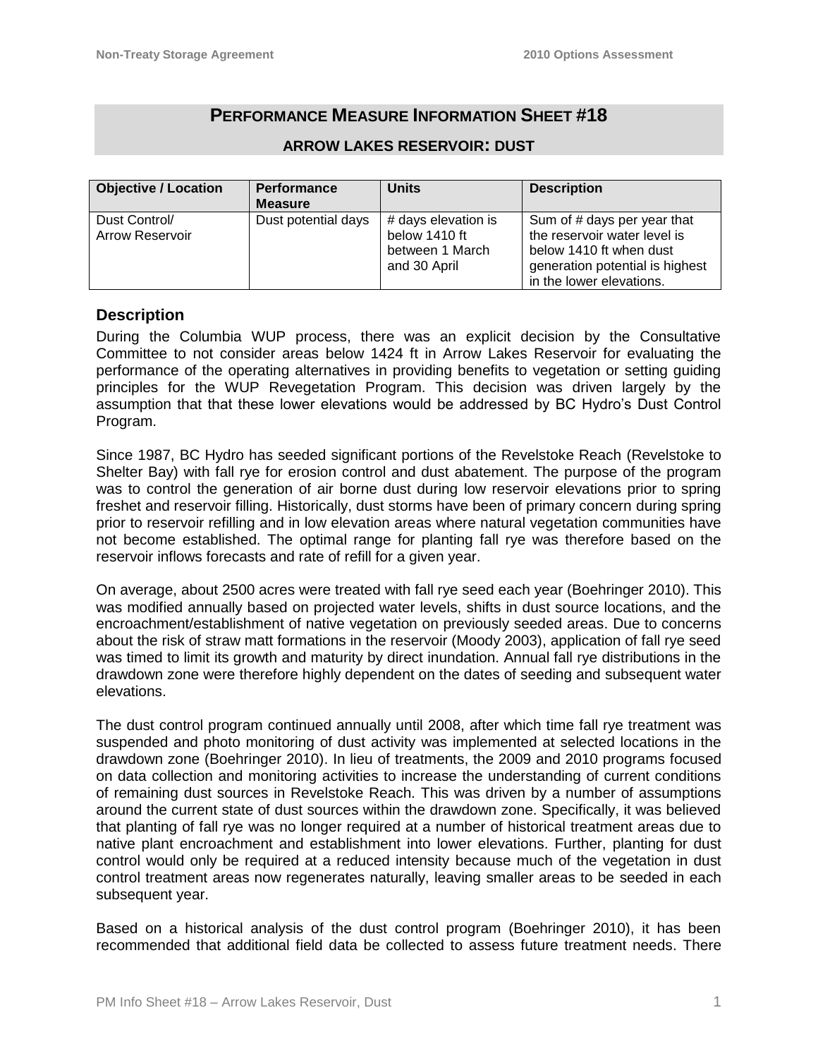# PERFORMANCE MEASURE INFORMATION SHEET #18

## ARROW LAKES RESERVOIR: DUST

| Objective / Location | Performance Measure | Units | Description |
|---|---|---|---|
| Dust Control/ Arrow Reservoir | Dust potential days | # days elevation is below 1410 ft between 1 March and 30 April | Sum of # days per year that the reservoir water level is below 1410 ft when dust generation potential is highest in the lower elevations. |

## Description

During the Columbia WUP process, there was an explicit decision by the Consultative Committee to not consider areas below 1424 ft in Arrow Lakes Reservoir for evaluating the performance of the operating alternatives in providing benefits to vegetation or setting guiding principles for the WUP Revegetation Program. This decision was driven largely by the assumption that that these lower elevations would be addressed by BC Hydro's Dust Control Program.

Since 1987, BC Hydro has seeded significant portions of the Revelstoke Reach (Revelstoke to Shelter Bay) with fall rye for erosion control and dust abatement. The purpose of the program was to control the generation of air borne dust during low reservoir elevations prior to spring freshet and reservoir filling. Historically, dust storms have been of primary concern during spring prior to reservoir refilling and in low elevation areas where natural vegetation communities have not become established. The optimal range for planting fall rye was therefore based on the reservoir inflows forecasts and rate of refill for a given year.

On average, about 2500 acres were treated with fall rye seed each year (Boehringer 2010). This was modified annually based on projected water levels, shifts in dust source locations, and the encroachment/establishment of native vegetation on previously seeded areas. Due to concerns about the risk of straw matt formations in the reservoir (Moody 2003), application of fall rye seed was timed to limit its growth and maturity by direct inundation. Annual fall rye distributions in the drawdown zone were therefore highly dependent on the dates of seeding and subsequent water elevations.

The dust control program continued annually until 2008, after which time fall rye treatment was suspended and photo monitoring of dust activity was implemented at selected locations in the drawdown zone (Boehringer 2010). In lieu of treatments, the 2009 and 2010 programs focused on data collection and monitoring activities to increase the understanding of current conditions of remaining dust sources in Revelstoke Reach. This was driven by a number of assumptions around the current state of dust sources within the drawdown zone. Specifically, it was believed that planting of fall rye was no longer required at a number of historical treatment areas due to native plant encroachment and establishment into lower elevations. Further, planting for dust control would only be required at a reduced intensity because much of the vegetation in dust control treatment areas now regenerates naturally, leaving smaller areas to be seeded in each subsequent year.

Based on a historical analysis of the dust control program (Boehringer 2010), it has been recommended that additional field data be collected to assess future treatment needs. There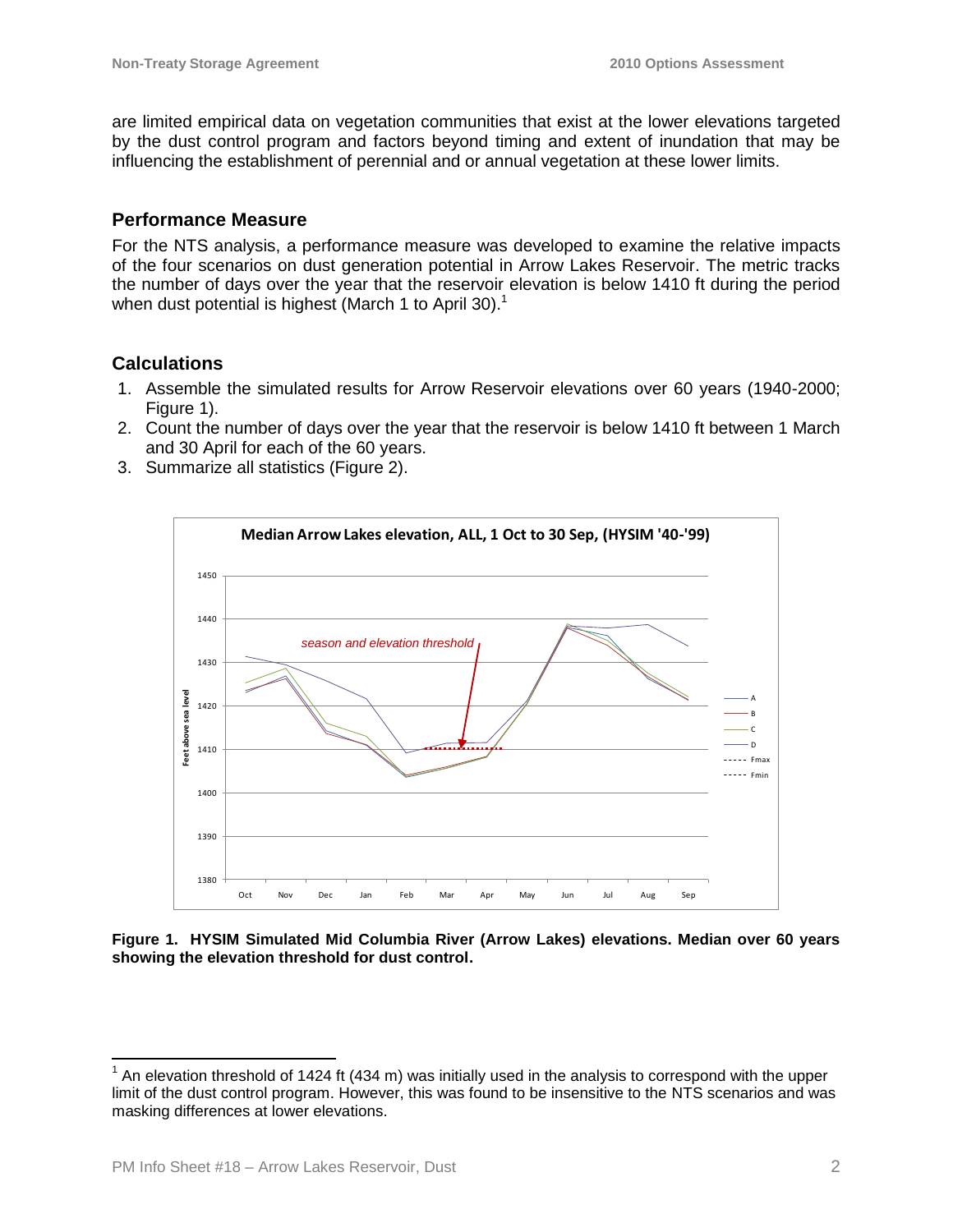are limited empirical data on vegetation communities that exist at the lower elevations targeted by the dust control program and factors beyond timing and extent of inundation that may be influencing the establishment of perennial and or annual vegetation at these lower limits.

## Performance Measure

For the NTS analysis, a performance measure was developed to examine the relative impacts of the four scenarios on dust generation potential in Arrow Lakes Reservoir. The metric tracks the number of days over the year that the reservoir elevation is below 1410 ft during the period when dust potential is highest (March 1 to April 30).[1]

## Calculations

1. Assemble the simulated results for Arrow Reservoir elevations over 60 years (1940-2000; Figure 1).
2. Count the number of days over the year that the reservoir is below 1410 ft between 1 March and 30 April for each of the 60 years.
3. Summarize all statistics (Figure 2).

**Figure 1. HYSIM Simulated Mid Columbia River (Arrow Lakes) elevations. Median over 60 years showing the elevation threshold for dust control.**

[1] An elevation threshold of 1424 ft (434 m) was initially used in the analysis to correspond with the upper limit of the dust control program. However, this was found to be insensitive to the NTS scenarios and was masking differences at lower elevations.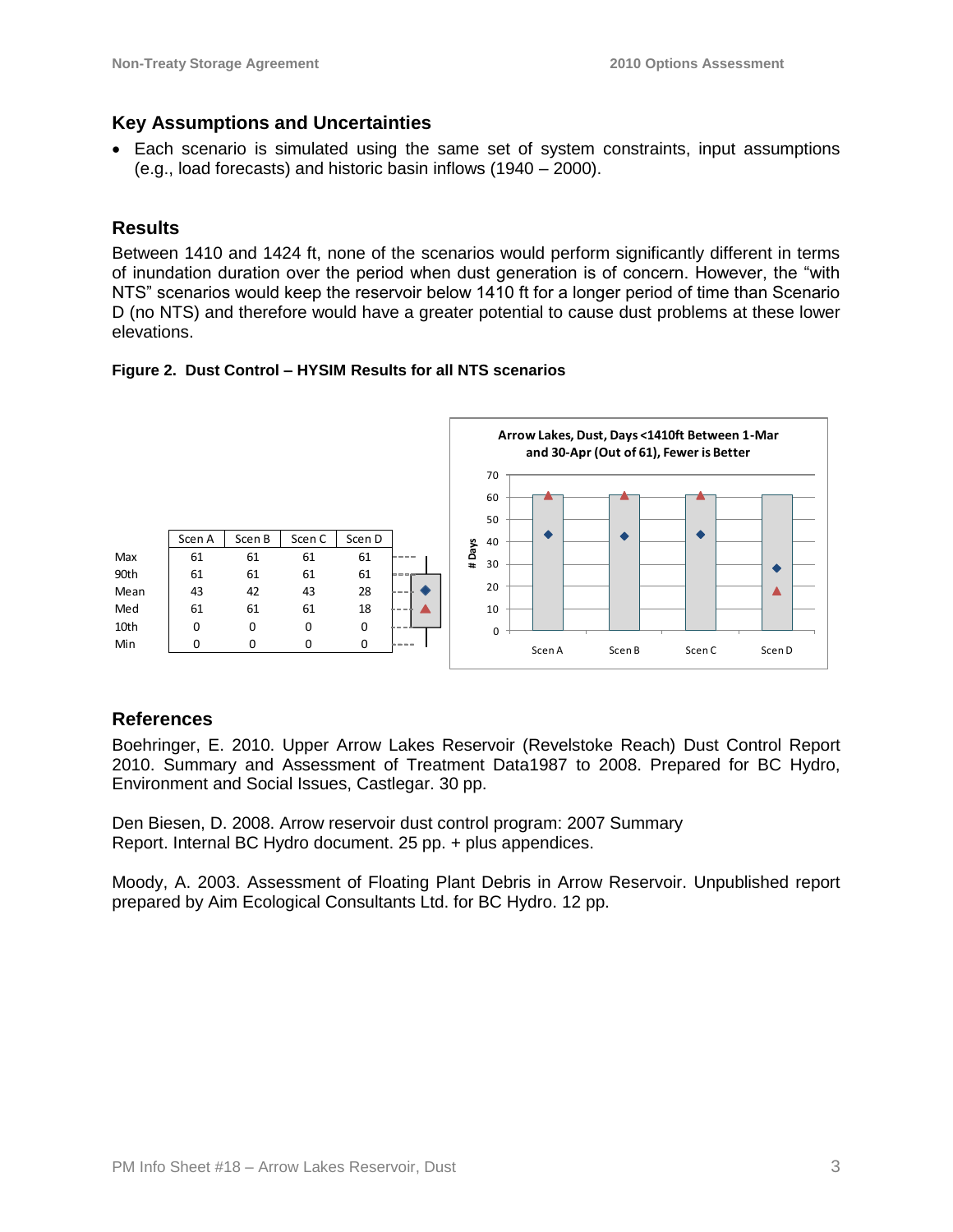## Key Assumptions and Uncertainties

- Each scenario is simulated using the same set of system constraints, input assumptions (e.g., load forecasts) and historic basin inflows (1940 – 2000).

## Results

Between 1410 and 1424 ft, none of the scenarios would perform significantly different in terms of inundation duration over the period when dust generation is of concern. However, the "with NTS" scenarios would keep the reservoir below 1410 ft for a longer period of time than Scenario D (no NTS) and therefore would have a greater potential to cause dust problems at these lower elevations.

**Figure 2. Dust Control – HYSIM Results for all NTS scenarios**

| | Scen A | Scen B | Scen C | Scen D |
|---|---|---|---|---|
| Max | 61 | 61 | 61 | 61 |
| 90th | 61 | 61 | 61 | 61 |
| Mean | 43 | 42 | 43 | 28 |
| Med | 61 | 61 | 61 | 18 |
| 10th | 0 | 0 | 0 | 0 |
| Min | 0 | 0 | 0 | 0 |

Arrow Lakes, Dust, Days <1410ft Between 1-Mar and 30-Apr (Out of 61), Fewer is Better

# Days

70
60
50
40
30
20
10
0

Scen A
Scen B
Scen C
Scen D

## References

Boehringer, E. 2010. Upper Arrow Lakes Reservoir (Revelstoke Reach) Dust Control Report 2010. Summary and Assessment of Treatment Data1987 to 2008. Prepared for BC Hydro, Environment and Social Issues, Castlegar. 30 pp.

Den Biesen, D. 2008. Arrow reservoir dust control program: 2007 Summary Report. Internal BC Hydro document. 25 pp. + plus appendices.

Moody, A. 2003. Assessment of Floating Plant Debris in Arrow Reservoir. Unpublished report prepared by Aim Ecological Consultants Ltd. for BC Hydro. 12 pp.